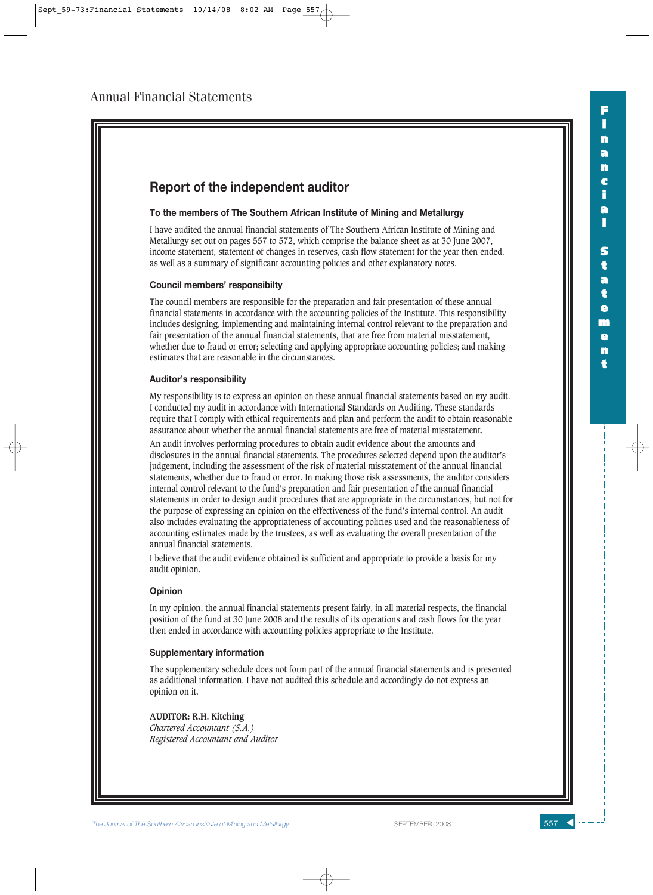# Annual Financial Statements

## Report of the independent auditor

### To the members of The Southern African Institute of Mining and Metallurgy

I have audited the annual financial statements of The Southern African Institute of Mining and Metallurgy set out on pages 557 to 572, which comprise the balance sheet as at 30 June 2007, income statement, statement of changes in reserves, cash flow statement for the year then ended, as well as a summary of significant accounting policies and other explanatory notes.

### Council members' responsibilty

The council members are responsible for the preparation and fair presentation of these annual financial statements in accordance with the accounting policies of the Institute. This responsibility includes designing, implementing and maintaining internal control relevant to the preparation and fair presentation of the annual financial statements, that are free from material misstatement, whether due to fraud or error; selecting and applying appropriate accounting policies; and making estimates that are reasonable in the circumstances.

### Auditor's responsibility

My responsibility is to express an opinion on these annual financial statements based on my audit. I conducted my audit in accordance with International Standards on Auditing. These standards require that I comply with ethical requirements and plan and perform the audit to obtain reasonable assurance about whether the annual financial statements are free of material misstatement.

An audit involves performing procedures to obtain audit evidence about the amounts and disclosures in the annual financial statements. The procedures selected depend upon the auditor's judgement, including the assessment of the risk of material misstatement of the annual financial statements, whether due to fraud or error. In making those risk assessments, the auditor considers internal control relevant to the fund's preparation and fair presentation of the annual financial statements in order to design audit procedures that are appropriate in the circumstances, but not for the purpose of expressing an opinion on the effectiveness of the fund's internal control. An audit also includes evaluating the appropriateness of accounting policies used and the reasonableness of accounting estimates made by the trustees, as well as evaluating the overall presentation of the annual financial statements.

I believe that the audit evidence obtained is sufficient and appropriate to provide a basis for my audit opinion.

### Opinion

In my opinion, the annual financial statements present fairly, in all material respects, the financial position of the fund at 30 June 2008 and the results of its operations and cash flows for the year then ended in accordance with accounting policies appropriate to the Institute.

### Supplementary information

The supplementary schedule does not form part of the annual financial statements and is presented as additional information. I have not audited this schedule and accordingly do not express an opinion on it.

**AUDITOR: R.H. Kitching**
*Chartered Accountant (S.A.)*
*Registered Accountant and Auditor*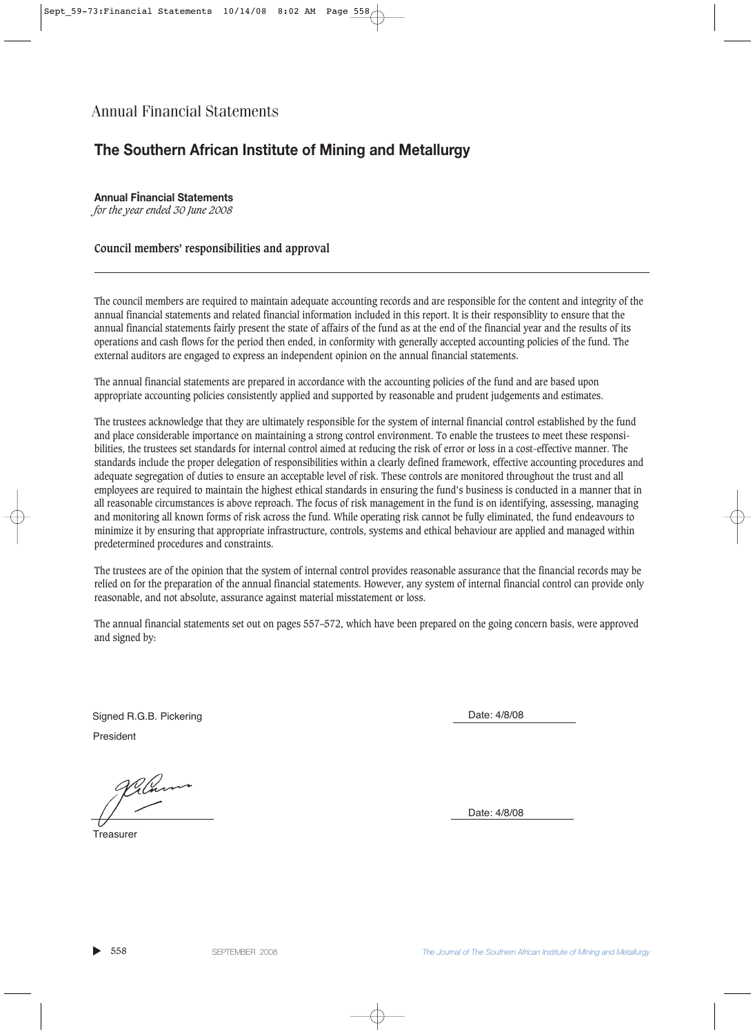# Annual Financial Statements

## The Southern African Institute of Mining and Metallurgy

**Annual Financial Statements**
*for the year ended 30 June 2008*

### Council members' responsibilities and approval

---

The council members are required to maintain adequate accounting records and are responsible for the content and integrity of the annual financial statements and related financial information included in this report. It is their responsiblity to ensure that the annual financial statements fairly present the state of affairs of the fund as at the end of the financial year and the results of its operations and cash flows for the period then ended, in conformity with generally accepted accounting policies of the fund. The external auditors are engaged to express an independent opinion on the annual financial statements.

The annual financial statements are prepared in accordance with the accounting policies of the fund and are based upon appropriate accounting policies consistently applied and supported by reasonable and prudent judgements and estimates.

The trustees acknowledge that they are ultimately responsible for the system of internal financial control established by the fund and place considerable importance on maintaining a strong control environment. To enable the trustees to meet these responsibilities, the trustees set standards for internal control aimed at reducing the risk of error or loss in a cost-effective manner. The standards include the proper delegation of responsibilities within a clearly defined framework, effective accounting procedures and adequate segregation of duties to ensure an acceptable level of risk. These controls are monitored throughout the trust and all employees are required to maintain the highest ethical standards in ensuring the fund's business is conducted in a manner that in all reasonable circumstances is above reproach. The focus of risk management in the fund is on identifying, assessing, managing and monitoring all known forms of risk across the fund. While operating risk cannot be fully eliminated, the fund endeavours to minimize it by ensuring that appropriate infrastructure, controls, systems and ethical behaviour are applied and managed within predetermined procedures and constraints.

The trustees are of the opinion that the system of internal control provides reasonable assurance that the financial records may be relied on for the preparation of the annual financial statements. However, any system of internal financial control can provide only reasonable, and not absolute, assurance against material misstatement or loss.

The annual financial statements set out on pages 557–572, which have been prepared on the going concern basis, were approved and signed by:

Signed R.G.B. Pickering
President

Date: 4/8/08

Treasurer

Date: 4/8/08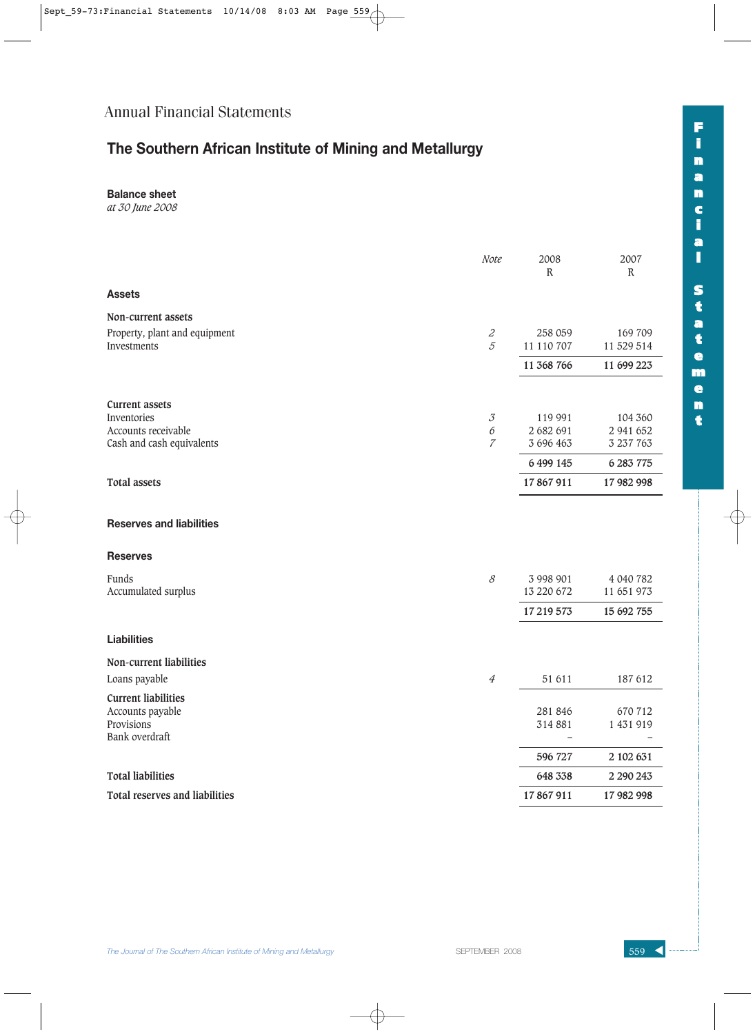Annual Financial Statements

# The Southern African Institute of Mining and Metallurgy

## Balance sheet

*at 30 June 2008*

| | *Note* | 2008 R | 2007 R |
|---|---|---|---|
| **Assets** | | | |
| **Non-current assets** | | | |
| Property, plant and equipment | *2* | 258 059 | 169 709 |
| Investments | *5* | 11 110 707 | 11 529 514 |
| | | **11 368 766** | **11 699 223** |
| **Current assets** | | | |
| Inventories | *3* | 119 991 | 104 360 |
| Accounts receivable | *6* | 2 682 691 | 2 941 652 |
| Cash and cash equivalents | *7* | 3 696 463 | 3 237 763 |
| | | **6 499 145** | **6 283 775** |
| **Total assets** | | **17 867 911** | **17 982 998** |
| **Reserves and liabilities** | | | |
| **Reserves** | | | |
| Funds | *8* | 3 998 901 | 4 040 782 |
| Accumulated surplus | | 13 220 672 | 11 651 973 |
| | | **17 219 573** | **15 692 755** |
| **Liabilities** | | | |
| **Non-current liabilities** | | | |
| Loans payable | *4* | 51 611 | 187 612 |
| **Current liabilities** | | | |
| Accounts payable | | 281 846 | 670 712 |
| Provisions | | 314 881 | 1 431 919 |
| Bank overdraft | | – | – |
| | | **596 727** | **2 102 631** |
| **Total liabilities** | | **648 338** | **2 290 243** |
| **Total reserves and liabilities** | | **17 867 911** | **17 982 998** |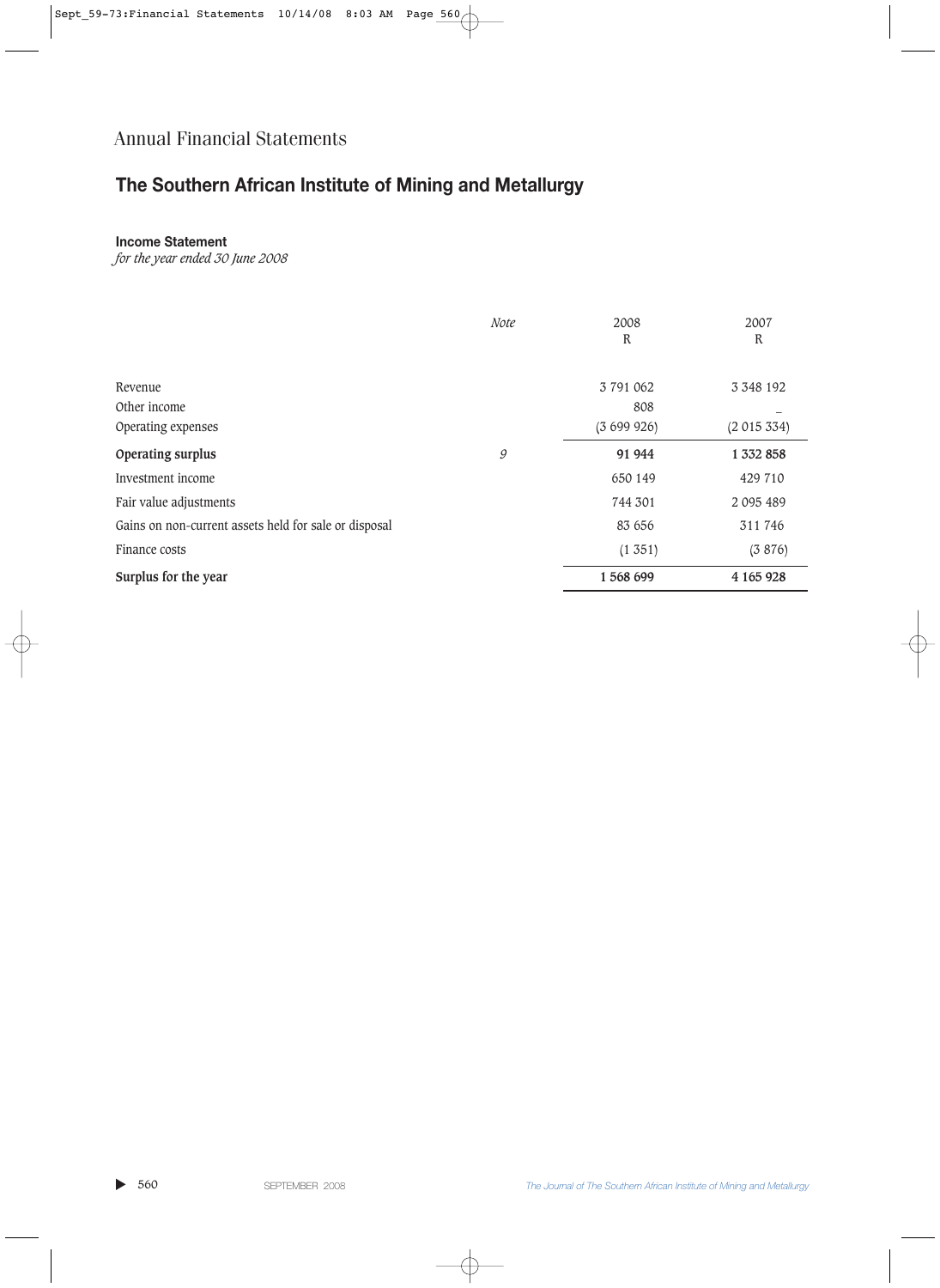Annual Financial Statements

# The Southern African Institute of Mining and Metallurgy

### Income Statement
*for the year ended 30 June 2008*

| | *Note* | 2008<br>R | 2007<br>R |
|---|---|---|---|
| Revenue | | 3 791 062 | 3 348 192 |
| Other income | | 808 | – |
| Operating expenses | | (3 699 926) | (2 015 334) |
| **Operating surplus** | *9* | **91 944** | **1 332 858** |
| Investment income | | 650 149 | 429 710 |
| Fair value adjustments | | 744 301 | 2 095 489 |
| Gains on non-current assets held for sale or disposal | | 83 656 | 311 746 |
| Finance costs | | (1 351) | (3 876) |
| **Surplus for the year** | | **1 568 699** | **4 165 928** |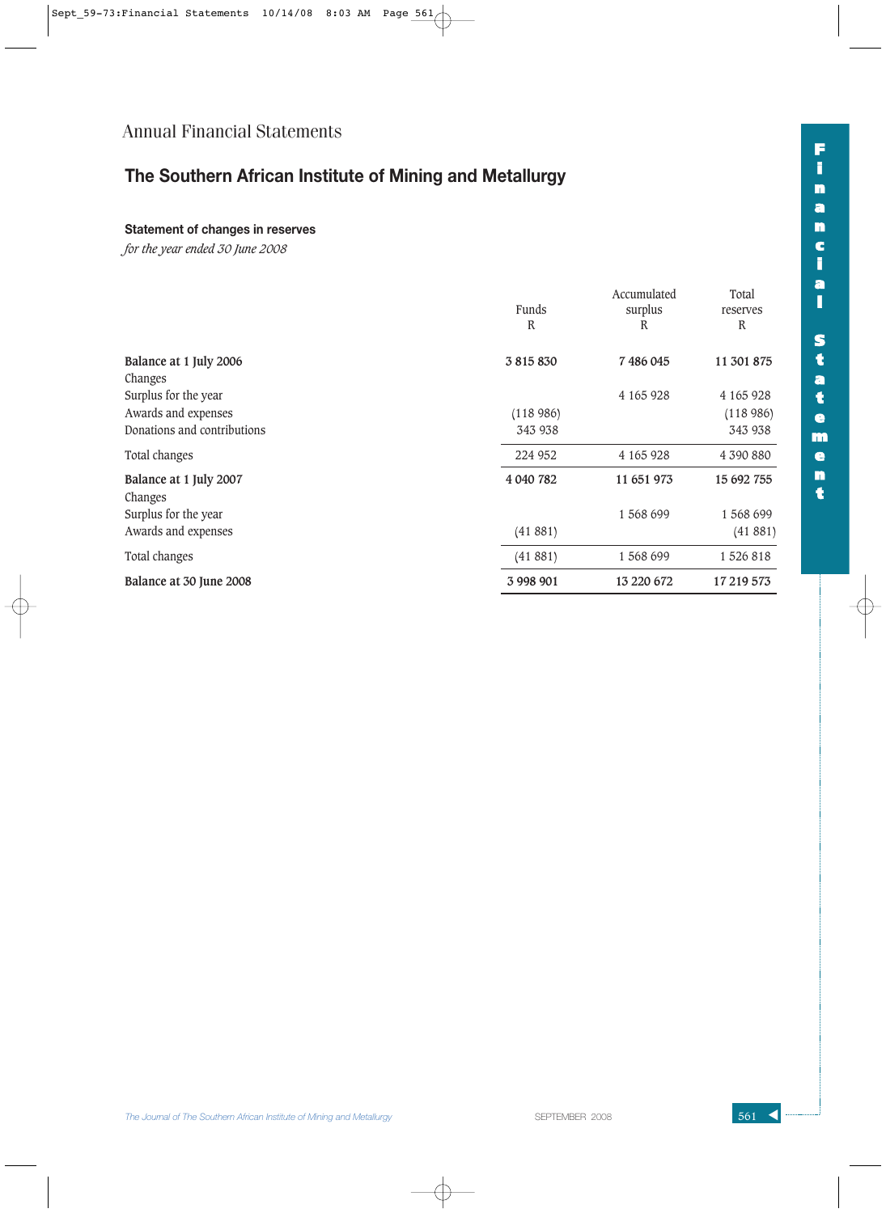# Annual Financial Statements

## The Southern African Institute of Mining and Metallurgy

### Statement of changes in reserves

*for the year ended 30 June 2008*

| | Funds R | Accumulated surplus R | Total reserves R |
|---|---|---|---|
| **Balance at 1 July 2006** | **3 815 830** | **7 486 045** | **11 301 875** |
| Changes | | | |
| Surplus for the year | | 4 165 928 | 4 165 928 |
| Awards and expenses | (118 986) | | (118 986) |
| Donations and contributions | 343 938 | | 343 938 |
| Total changes | 224 952 | 4 165 928 | 4 390 880 |
| **Balance at 1 July 2007** | **4 040 782** | **11 651 973** | **15 692 755** |
| Changes | | | |
| Surplus for the year | | 1 568 699 | 1 568 699 |
| Awards and expenses | (41 881) | | (41 881) |
| Total changes | (41 881) | 1 568 699 | 1 526 818 |
| **Balance at 30 June 2008** | **3 998 901** | **13 220 672** | **17 219 573** |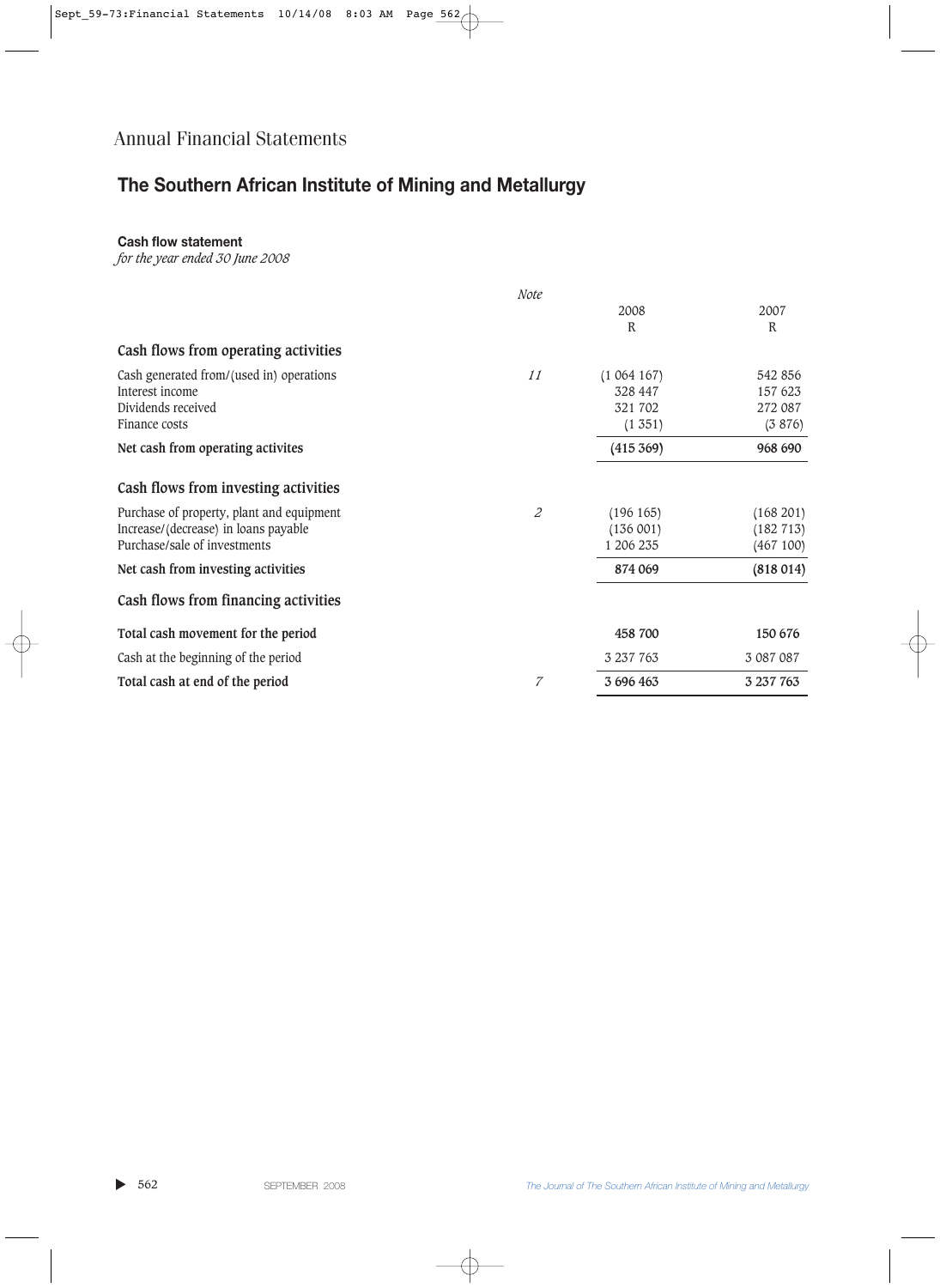Annual Financial Statements

# The Southern African Institute of Mining and Metallurgy

### Cash flow statement

*for the year ended 30 June 2008*

| | *Note* | 2008<br>R | 2007<br>R |
|---|---|---|---|
| **Cash flows from operating activities** | | | |
| Cash generated from/(used in) operations | *11* | (1 064 167) | 542 856 |
| Interest income | | 328 447 | 157 623 |
| Dividends received | | 321 702 | 272 087 |
| Finance costs | | (1 351) | (3 876) |
| **Net cash from operating activites** | | **(415 369)** | **968 690** |
| **Cash flows from investing activities** | | | |
| Purchase of property, plant and equipment | *2* | (196 165) | (168 201) |
| Increase/(decrease) in loans payable | | (136 001) | (182 713) |
| Purchase/sale of investments | | 1 206 235 | (467 100) |
| **Net cash from investing activities** | | **874 069** | **(818 014)** |
| **Cash flows from financing activities** | | | |
| **Total cash movement for the period** | | **458 700** | **150 676** |
| Cash at the beginning of the period | | 3 237 763 | 3 087 087 |
| **Total cash at end of the period** | *7* | **3 696 463** | **3 237 763** |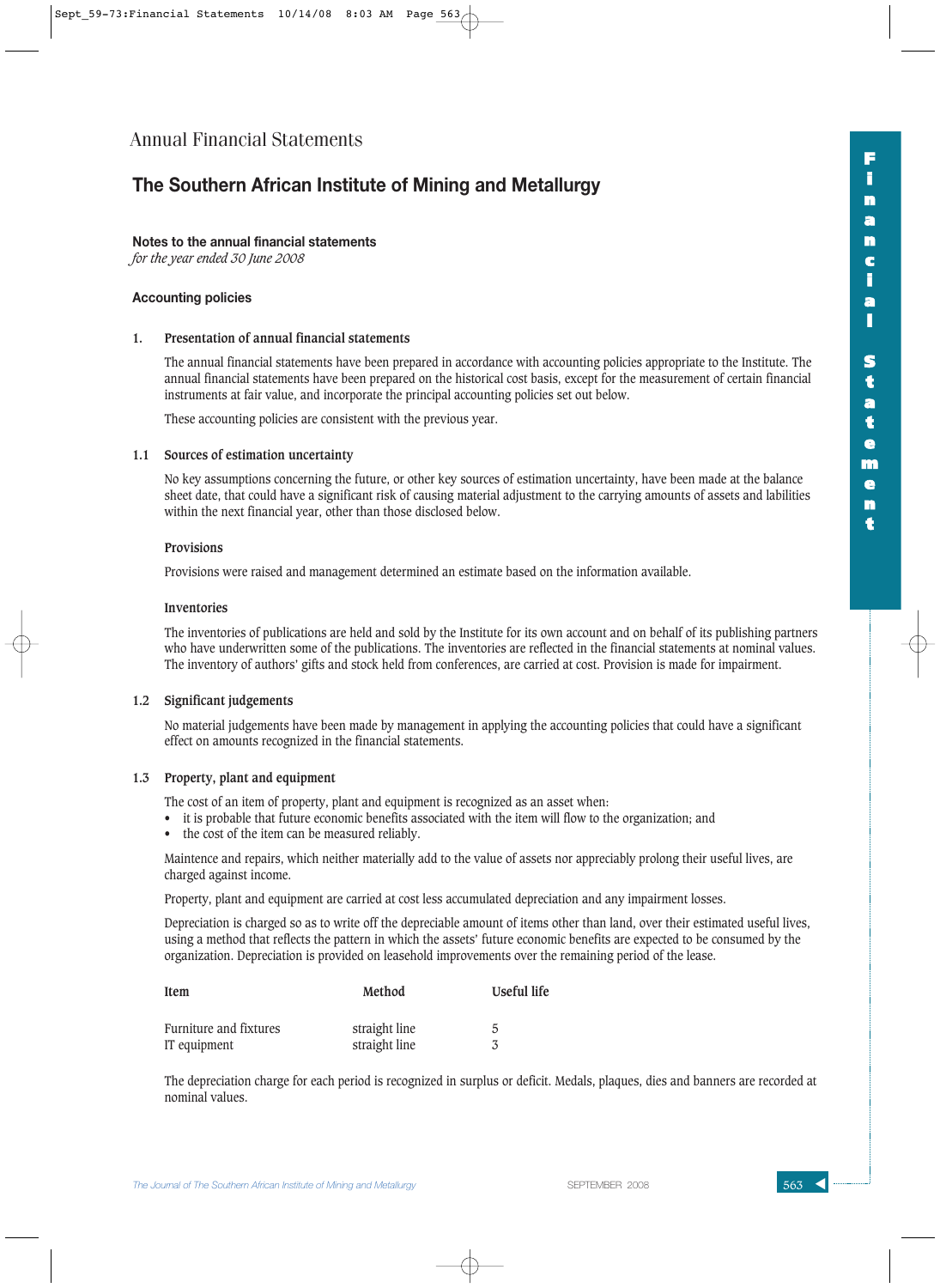# Annual Financial Statements

## The Southern African Institute of Mining and Metallurgy

### Notes to the annual financial statements

*for the year ended 30 June 2008*

### Accounting policies

**1. Presentation of annual financial statements**

The annual financial statements have been prepared in accordance with accounting policies appropriate to the Institute. The annual financial statements have been prepared on the historical cost basis, except for the measurement of certain financial instruments at fair value, and incorporate the principal accounting policies set out below.

These accounting policies are consistent with the previous year.

**1.1 Sources of estimation uncertainty**

No key assumptions concerning the future, or other key sources of estimation uncertainty, have been made at the balance sheet date, that could have a significant risk of causing material adjustment to the carrying amounts of assets and labilities within the next financial year, other than those disclosed below.

**Provisions**

Provisions were raised and management determined an estimate based on the information available.

**Inventories**

The inventories of publications are held and sold by the Institute for its own account and on behalf of its publishing partners who have underwritten some of the publications. The inventories are reflected in the financial statements at nominal values. The inventory of authors' gifts and stock held from conferences, are carried at cost. Provision is made for impairment.

**1.2 Significant judgements**

No material judgements have been made by management in applying the accounting policies that could have a significant effect on amounts recognized in the financial statements.

**1.3 Property, plant and equipment**

The cost of an item of property, plant and equipment is recognized as an asset when:

- it is probable that future economic benefits associated with the item will flow to the organization; and
- the cost of the item can be measured reliably.

Maintence and repairs, which neither materially add to the value of assets nor appreciably prolong their useful lives, are charged against income.

Property, plant and equipment are carried at cost less accumulated depreciation and any impairment losses.

Depreciation is charged so as to write off the depreciable amount of items other than land, over their estimated useful lives, using a method that reflects the pattern in which the assets' future economic benefits are expected to be consumed by the organization. Depreciation is provided on leasehold improvements over the remaining period of the lease.

| Item | Method | Useful life |
|---|---|---|
| Furniture and fixtures | straight line | 5 |
| IT equipment | straight line | 3 |

The depreciation charge for each period is recognized in surplus or deficit. Medals, plaques, dies and banners are recorded at nominal values.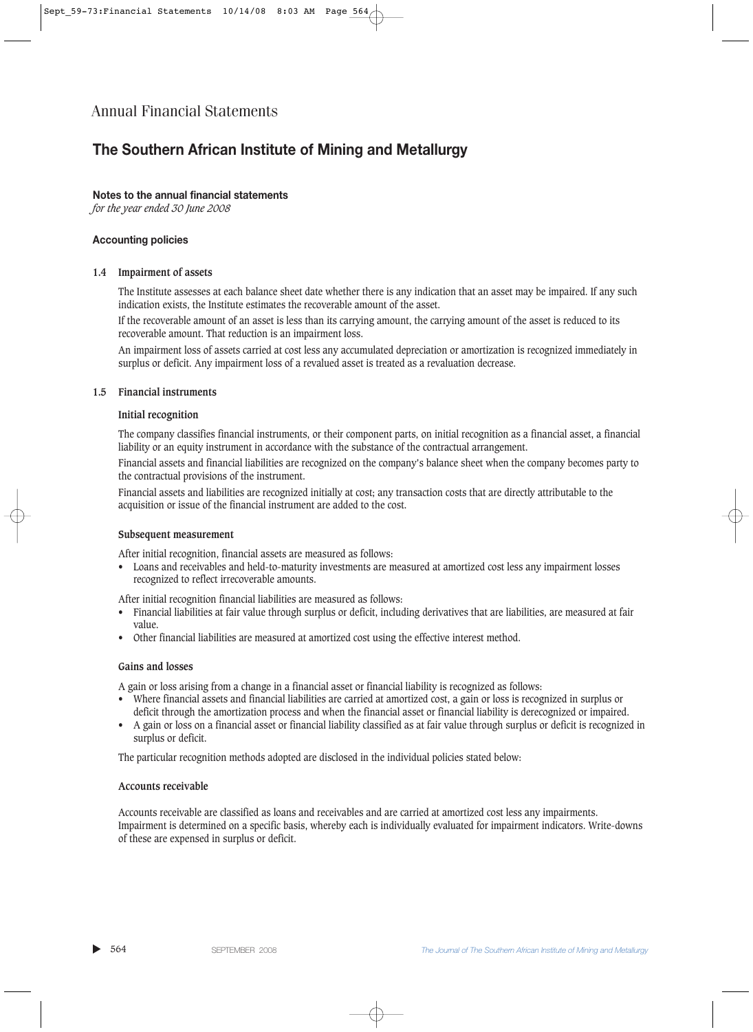# Annual Financial Statements

## The Southern African Institute of Mining and Metallurgy

**Notes to the annual financial statements**
*for the year ended 30 June 2008*

**Accounting policies**

### 1.4 Impairment of assets

The Institute assesses at each balance sheet date whether there is any indication that an asset may be impaired. If any such indication exists, the Institute estimates the recoverable amount of the asset.

If the recoverable amount of an asset is less than its carrying amount, the carrying amount of the asset is reduced to its recoverable amount. That reduction is an impairment loss.

An impairment loss of assets carried at cost less any accumulated depreciation or amortization is recognized immediately in surplus or deficit. Any impairment loss of a revalued asset is treated as a revaluation decrease.

### 1.5 Financial instruments

**Initial recognition**

The company classifies financial instruments, or their component parts, on initial recognition as a financial asset, a financial liability or an equity instrument in accordance with the substance of the contractual arrangement.

Financial assets and financial liabilities are recognized on the company's balance sheet when the company becomes party to the contractual provisions of the instrument.

Financial assets and liabilities are recognized initially at cost; any transaction costs that are directly attributable to the acquisition or issue of the financial instrument are added to the cost.

**Subsequent measurement**

After initial recognition, financial assets are measured as follows:

- Loans and receivables and held-to-maturity investments are measured at amortized cost less any impairment losses recognized to reflect irrecoverable amounts.

After initial recognition financial liabilities are measured as follows:

- Financial liabilities at fair value through surplus or deficit, including derivatives that are liabilities, are measured at fair value.
- Other financial liabilities are measured at amortized cost using the effective interest method.

**Gains and losses**

A gain or loss arising from a change in a financial asset or financial liability is recognized as follows:

- Where financial assets and financial liabilities are carried at amortized cost, a gain or loss is recognized in surplus or deficit through the amortization process and when the financial asset or financial liability is derecognized or impaired.
- A gain or loss on a financial asset or financial liability classified as at fair value through surplus or deficit is recognized in surplus or deficit.

The particular recognition methods adopted are disclosed in the individual policies stated below:

**Accounts receivable**

Accounts receivable are classified as loans and receivables and are carried at amortized cost less any impairments. Impairment is determined on a specific basis, whereby each is individually evaluated for impairment indicators. Write-downs of these are expensed in surplus or deficit.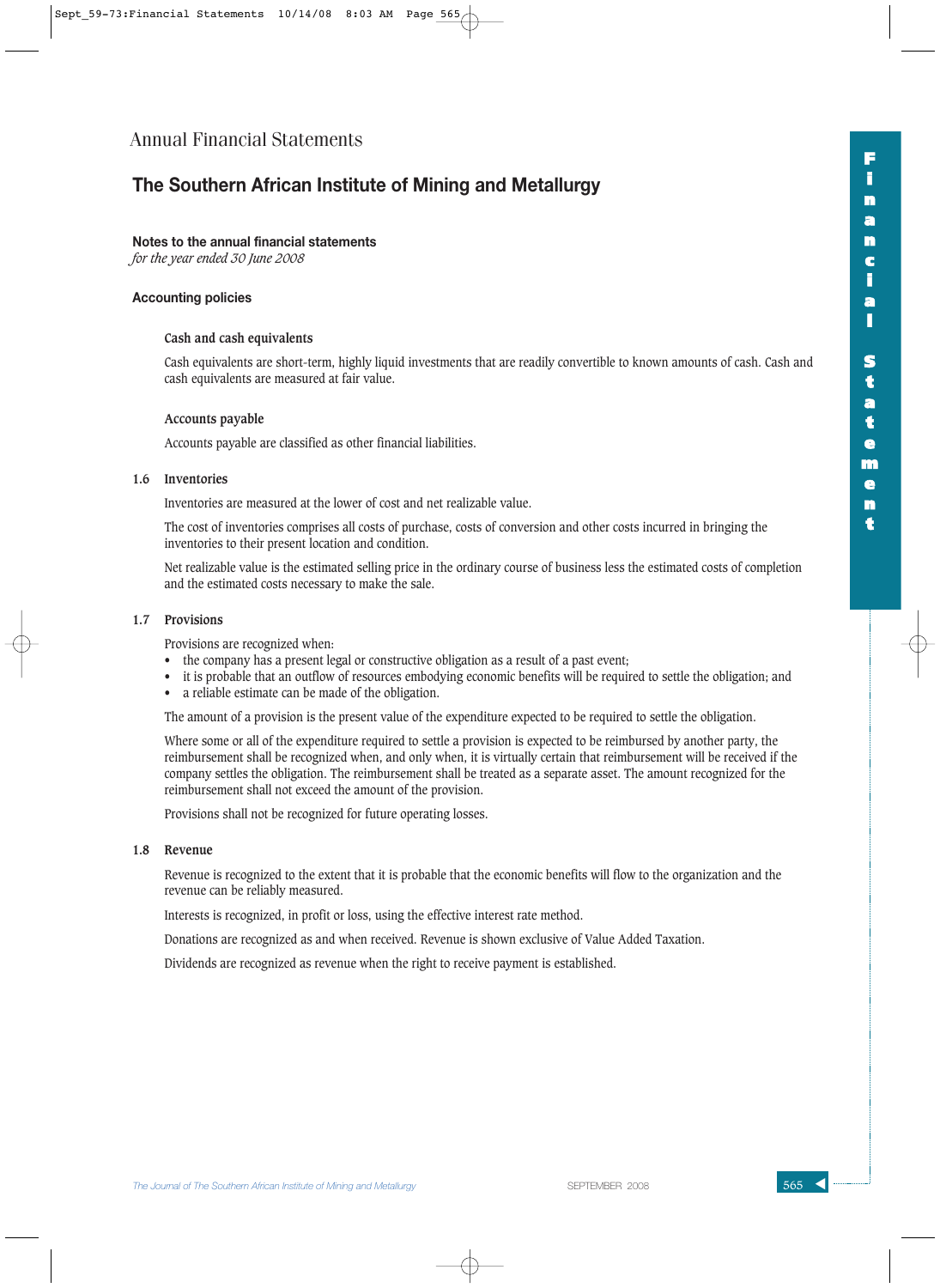# Annual Financial Statements

## The Southern African Institute of Mining and Metallurgy

### Notes to the annual financial statements

*for the year ended 30 June 2008*

### Accounting policies

#### Cash and cash equivalents

Cash equivalents are short-term, highly liquid investments that are readily convertible to known amounts of cash. Cash and cash equivalents are measured at fair value.

#### Accounts payable

Accounts payable are classified as other financial liabilities.

#### 1.6 Inventories

Inventories are measured at the lower of cost and net realizable value.

The cost of inventories comprises all costs of purchase, costs of conversion and other costs incurred in bringing the inventories to their present location and condition.

Net realizable value is the estimated selling price in the ordinary course of business less the estimated costs of completion and the estimated costs necessary to make the sale.

#### 1.7 Provisions

Provisions are recognized when:

- the company has a present legal or constructive obligation as a result of a past event;
- it is probable that an outflow of resources embodying economic benefits will be required to settle the obligation; and
- a reliable estimate can be made of the obligation.

The amount of a provision is the present value of the expenditure expected to be required to settle the obligation.

Where some or all of the expenditure required to settle a provision is expected to be reimbursed by another party, the reimbursement shall be recognized when, and only when, it is virtually certain that reimbursement will be received if the company settles the obligation. The reimbursement shall be treated as a separate asset. The amount recognized for the reimbursement shall not exceed the amount of the provision.

Provisions shall not be recognized for future operating losses.

#### 1.8 Revenue

Revenue is recognized to the extent that it is probable that the economic benefits will flow to the organization and the revenue can be reliably measured.

Interests is recognized, in profit or loss, using the effective interest rate method.

Donations are recognized as and when received. Revenue is shown exclusive of Value Added Taxation.

Dividends are recognized as revenue when the right to receive payment is established.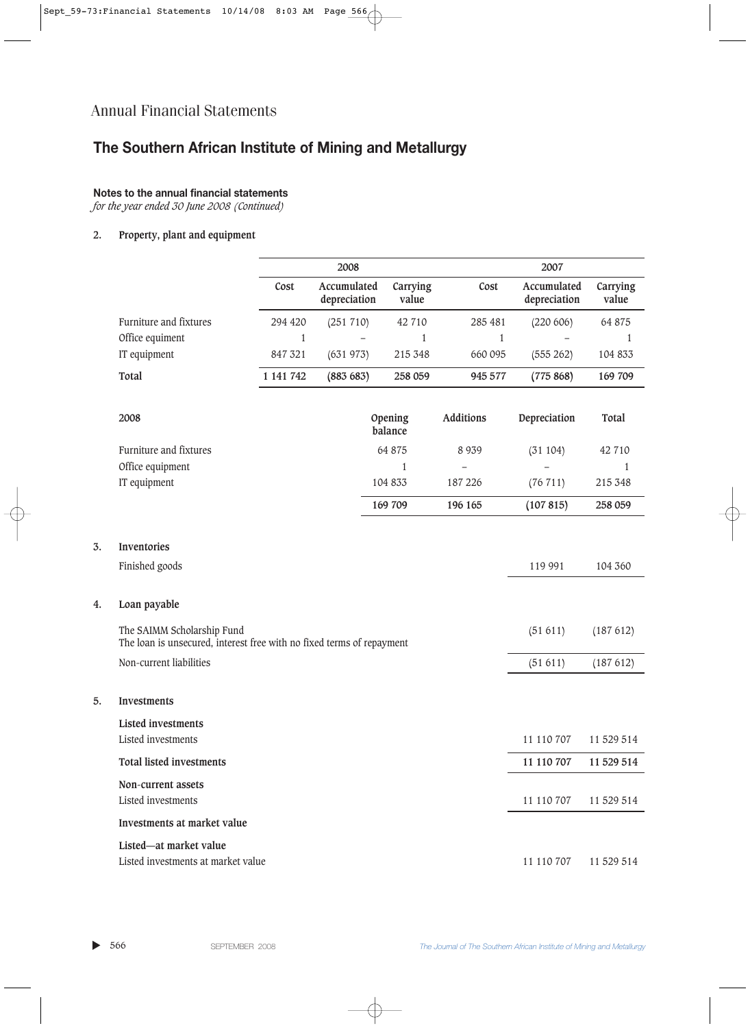Annual Financial Statements

# The Southern African Institute of Mining and Metallurgy

**Notes to the annual financial statements**
*for the year ended 30 June 2008 (Continued)*

**2. Property, plant and equipment**

| | 2008 | | | 2007 | | |
|---|---|---|---|---|---|---|
| | Cost | Accumulated depreciation | Carrying value | Cost | Accumulated depreciation | Carrying value |
| Furniture and fixtures | 294 420 | (251 710) | 42 710 | 285 481 | (220 606) | 64 875 |
| Office equiment | 1 | – | 1 | 1 | – | 1 |
| IT equipment | 847 321 | (631 973) | 215 348 | 660 095 | (555 262) | 104 833 |
| **Total** | **1 141 742** | **(883 683)** | **258 059** | **945 577** | **(775 868)** | **169 709** |

| 2008 | Opening balance | Additions | Depreciation | Total |
|---|---|---|---|---|
| Furniture and fixtures | 64 875 | 8 939 | (31 104) | 42 710 |
| Office equipment | 1 | – | – | 1 |
| IT equipment | 104 833 | 187 226 | (76 711) | 215 348 |
| | **169 709** | **196 165** | **(107 815)** | **258 059** |

**3. Inventories**

| | | |
|---|---|---|
| Finished goods | 119 991 | 104 360 |

**4. Loan payable**

| | | |
|---|---|---|
| The SAIMM Scholarship Fund<br>The loan is unsecured, interest free with no fixed terms of repayment | (51 611) | (187 612) |
| Non-current liabilities | (51 611) | (187 612) |

**5. Investments**

| | | |
|---|---|---|
| **Listed investments** | | |
| Listed investments | 11 110 707 | 11 529 514 |
| **Total listed investments** | **11 110 707** | **11 529 514** |
| **Non-current assets** | | |
| Listed investments | 11 110 707 | 11 529 514 |
| **Investments at market value** | | |
| **Listed—at market value** | | |
| Listed investments at market value | 11 110 707 | 11 529 514 |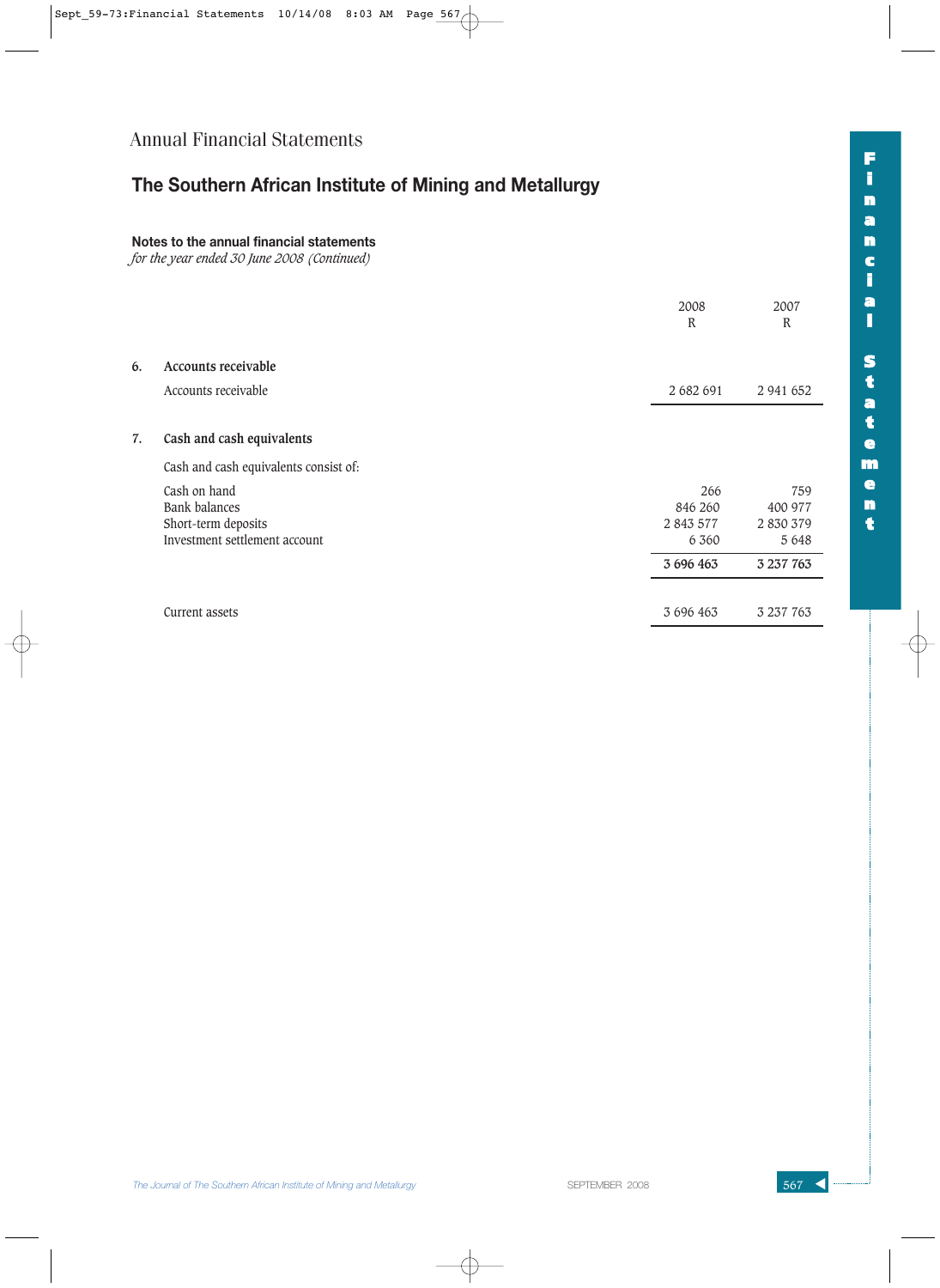# Annual Financial Statements

## The Southern African Institute of Mining and Metallurgy

### Notes to the annual financial statements

*for the year ended 30 June 2008 (Continued)*

| | 2008 R | 2007 R |
|---|---|---|
| **6. Accounts receivable** | | |
| Accounts receivable | 2 682 691 | 2 941 652 |
| **7. Cash and cash equivalents** | | |
| Cash and cash equivalents consist of: | | |
| Cash on hand | 266 | 759 |
| Bank balances | 846 260 | 400 977 |
| Short-term deposits | 2 843 577 | 2 830 379 |
| Investment settlement account | 6 360 | 5 648 |
| | 3 696 463 | 3 237 763 |
| Current assets | 3 696 463 | 3 237 763 |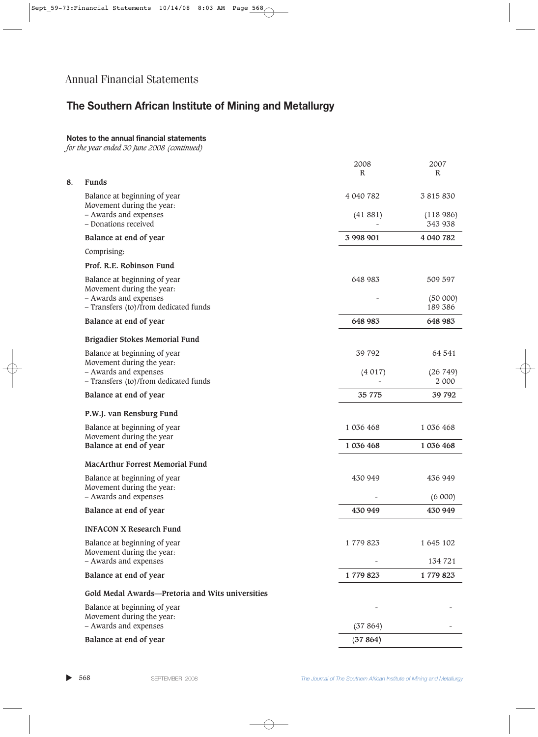# Annual Financial Statements

## The Southern African Institute of Mining and Metallurgy

**Notes to the annual financial statements**
*for the year ended 30 June 2008 (continued)*

| | | 2008<br>R | 2007<br>R |
|---|---|---|---|
| **8.** | **Funds** | | |
| | Balance at beginning of year | 4 040 782 | 3 815 830 |
| | Movement during the year: | | |
| | – Awards and expenses | (41 881) | (118 986) |
| | – Donations received | - | 343 938 |
| | **Balance at end of year** | **3 998 901** | **4 040 782** |
| | Comprising: | | |
| | **Prof. R.E. Robinson Fund** | | |
| | Balance at beginning of year | 648 983 | 509 597 |
| | Movement during the year: | | |
| | – Awards and expenses | - | (50 000) |
| | – Transfers (to)/from dedicated funds | | 189 386 |
| | **Balance at end of year** | **648 983** | **648 983** |
| | **Brigadier Stokes Memorial Fund** | | |
| | Balance at beginning of year | 39 792 | 64 541 |
| | Movement during the year: | | |
| | – Awards and expenses | (4 017) | (26 749) |
| | – Transfers (to)/from dedicated funds | - | 2 000 |
| | **Balance at end of year** | **35 775** | **39 792** |
| | **P.W.J. van Rensburg Fund** | | |
| | Balance at beginning of year | 1 036 468 | 1 036 468 |
| | Movement during the year | | |
| | **Balance at end of year** | **1 036 468** | **1 036 468** |
| | **MacArthur Forrest Memorial Fund** | | |
| | Balance at beginning of year | 430 949 | 436 949 |
| | Movement during the year: | | |
| | – Awards and expenses | - | (6 000) |
| | **Balance at end of year** | **430 949** | **430 949** |
| | **INFACON X Research Fund** | | |
| | Balance at beginning of year | 1 779 823 | 1 645 102 |
| | Movement during the year: | | |
| | – Awards and expenses | - | 134 721 |
| | **Balance at end of year** | **1 779 823** | **1 779 823** |
| | **Gold Medal Awards—Pretoria and Wits universities** | | |
| | Balance at beginning of year | - | - |
| | Movement during the year: | | |
| | – Awards and expenses | (37 864) | - |
| | **Balance at end of year** | **(37 864)** | |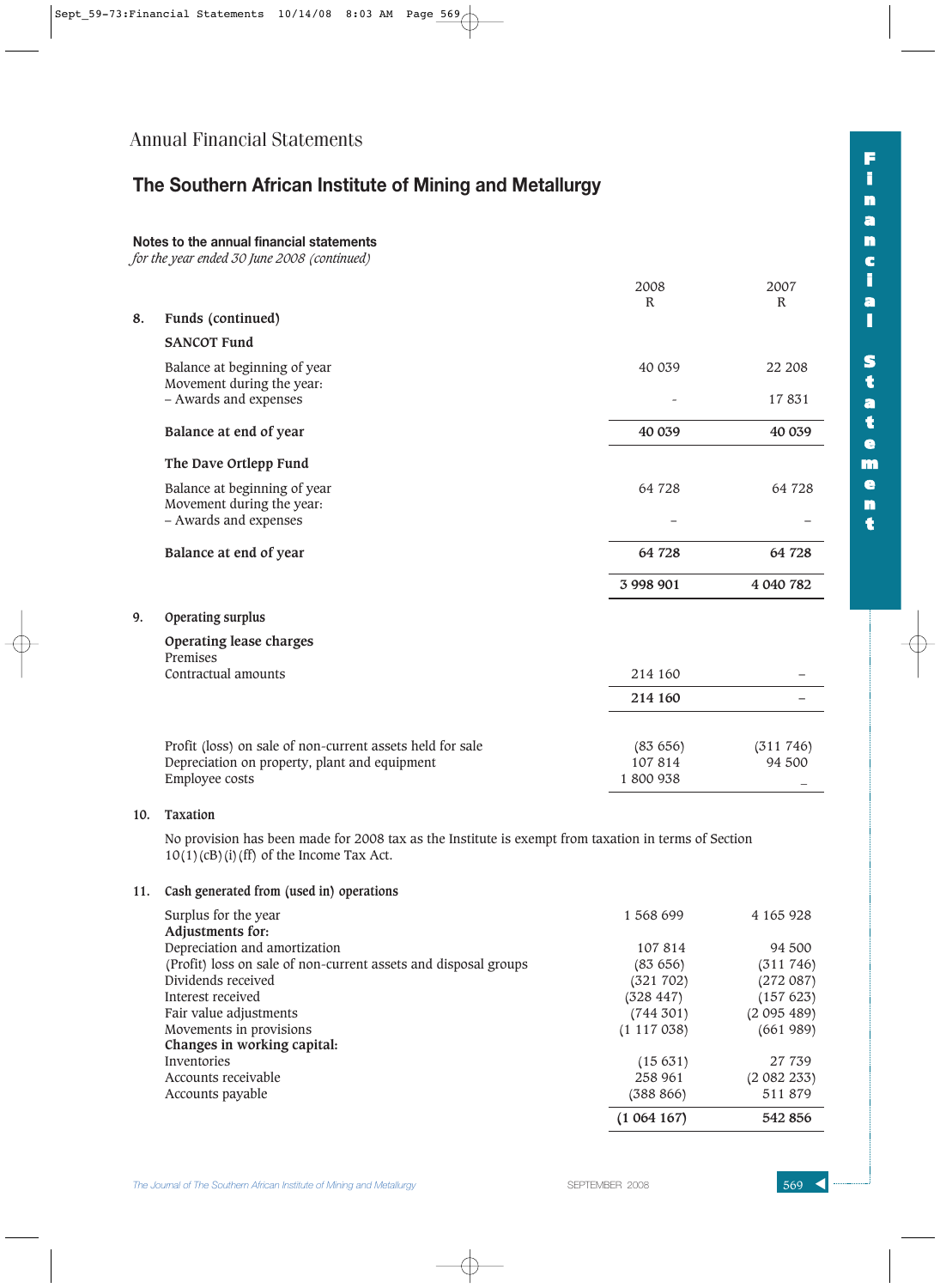## Annual Financial Statements

# The Southern African Institute of Mining and Metallurgy

### Notes to the annual financial statements

*for the year ended 30 June 2008 (continued)*

| | 2008 R | 2007 R |
|---|---|---|
| **8. Funds (continued)** | | |
| **SANCOT Fund** | | |
| Balance at beginning of year | 40 039 | 22 208 |
| Movement during the year: | | |
| – Awards and expenses | - | 17 831 |
| **Balance at end of year** | **40 039** | **40 039** |
| **The Dave Ortlepp Fund** | | |
| Balance at beginning of year | 64 728 | 64 728 |
| Movement during the year: | | |
| – Awards and expenses | – | – |
| **Balance at end of year** | **64 728** | **64 728** |
| | **3 998 901** | **4 040 782** |

**9. Operating surplus**

| | 2008 R | 2007 R |
|---|---|---|
| **Operating lease charges** | | |
| Premises | | |
| Contractual amounts | 214 160 | – |
| | **214 160** | – |
| Profit (loss) on sale of non-current assets held for sale | (83 656) | (311 746) |
| Depreciation on property, plant and equipment | 107 814 | 94 500 |
| Employee costs | 1 800 938 | – |

**10. Taxation**

No provision has been made for 2008 tax as the Institute is exempt from taxation in terms of Section 10(1)(cB)(i)(ff) of the Income Tax Act.

**11. Cash generated from (used in) operations**

| | 2008 R | 2007 R |
|---|---|---|
| Surplus for the year | 1 568 699 | 4 165 928 |
| **Adjustments for:** | | |
| Depreciation and amortization | 107 814 | 94 500 |
| (Profit) loss on sale of non-current assets and disposal groups | (83 656) | (311 746) |
| Dividends received | (321 702) | (272 087) |
| Interest received | (328 447) | (157 623) |
| Fair value adjustments | (744 301) | (2 095 489) |
| Movements in provisions | (1 117 038) | (661 989) |
| **Changes in working capital:** | | |
| Inventories | (15 631) | 27 739 |
| Accounts receivable | 258 961 | (2 082 233) |
| Accounts payable | (388 866) | 511 879 |
| | **(1 064 167)** | **542 856** |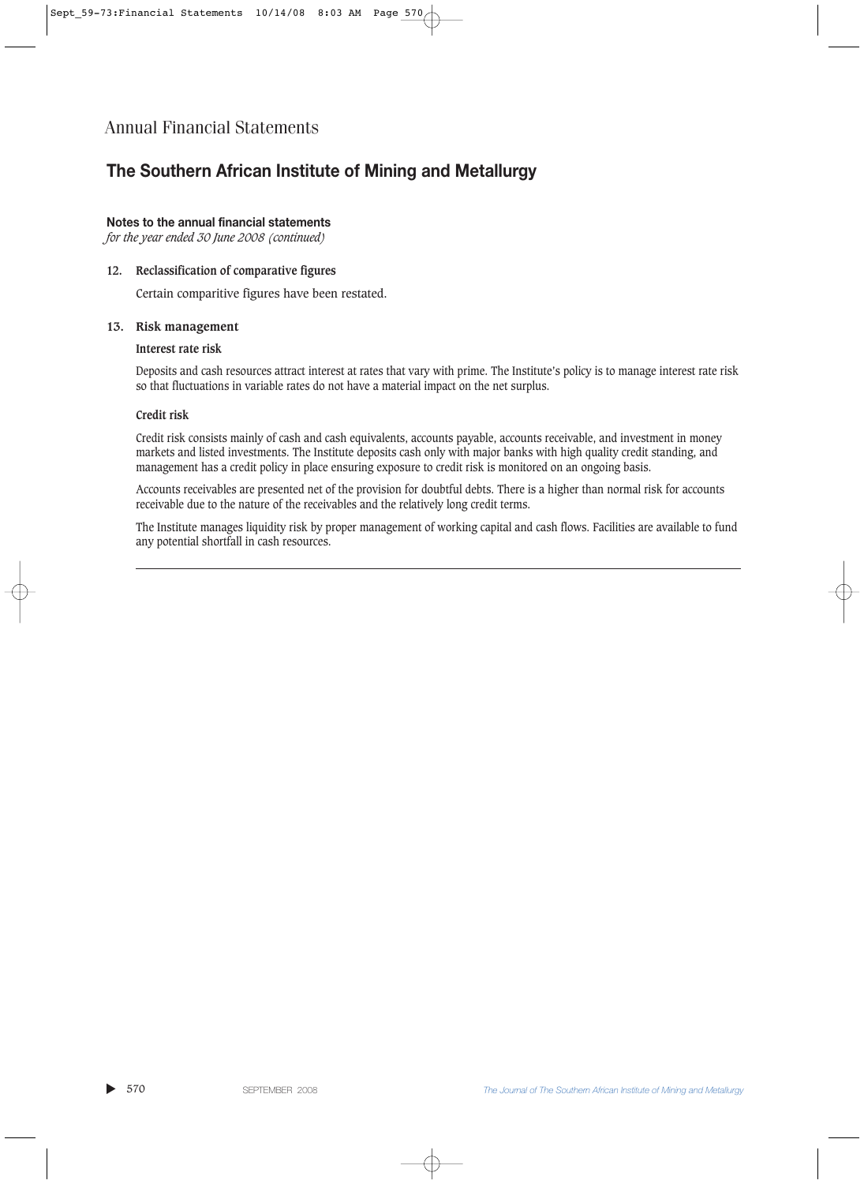# Annual Financial Statements

## The Southern African Institute of Mining and Metallurgy

**Notes to the annual financial statements**
*for the year ended 30 June 2008 (continued)*

### 12. Reclassification of comparative figures

Certain comparitive figures have been restated.

### 13. Risk management

**Interest rate risk**

Deposits and cash resources attract interest at rates that vary with prime. The Institute's policy is to manage interest rate risk so that fluctuations in variable rates do not have a material impact on the net surplus.

**Credit risk**

Credit risk consists mainly of cash and cash equivalents, accounts payable, accounts receivable, and investment in money markets and listed investments. The Institute deposits cash only with major banks with high quality credit standing, and management has a credit policy in place ensuring exposure to credit risk is monitored on an ongoing basis.

Accounts receivables are presented net of the provision for doubtful debts. There is a higher than normal risk for accounts receivable due to the nature of the receivables and the relatively long credit terms.

The Institute manages liquidity risk by proper management of working capital and cash flows. Facilities are available to fund any potential shortfall in cash resources.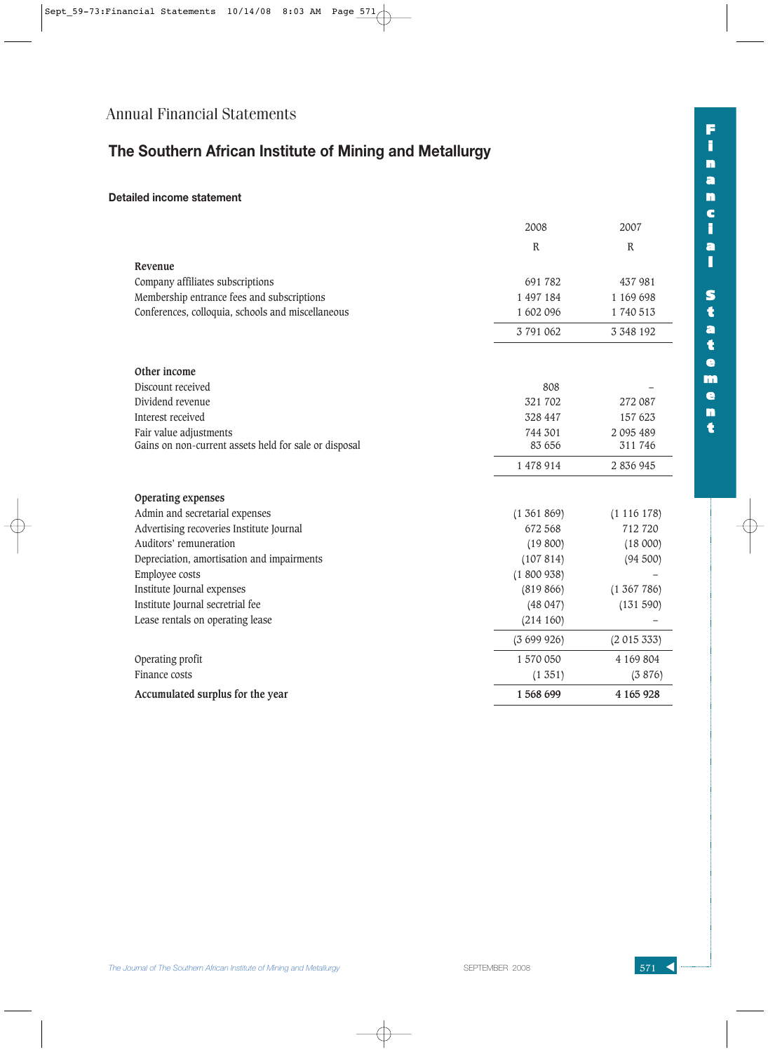# Annual Financial Statements

## The Southern African Institute of Mining and Metallurgy

### Detailed income statement

| | 2008 | 2007 |
|---|---|---|
| | R | R |
| **Revenue** | | |
| Company affiliates subscriptions | 691 782 | 437 981 |
| Membership entrance fees and subscriptions | 1 497 184 | 1 169 698 |
| Conferences, colloquia, schools and miscellaneous | 1 602 096 | 1 740 513 |
| | 3 791 062 | 3 348 192 |
| **Other income** | | |
| Discount received | 808 | – |
| Dividend revenue | 321 702 | 272 087 |
| Interest received | 328 447 | 157 623 |
| Fair value adjustments | 744 301 | 2 095 489 |
| Gains on non-current assets held for sale or disposal | 83 656 | 311 746 |
| | 1 478 914 | 2 836 945 |
| **Operating expenses** | | |
| Admin and secretarial expenses | (1 361 869) | (1 116 178) |
| Advertising recoveries Institute Journal | 672 568 | 712 720 |
| Auditors' remuneration | (19 800) | (18 000) |
| Depreciation, amortisation and impairments | (107 814) | (94 500) |
| Employee costs | (1 800 938) | – |
| Institute Journal expenses | (819 866) | (1 367 786) |
| Institute Journal secretrial fee | (48 047) | (131 590) |
| Lease rentals on operating lease | (214 160) | – |
| | (3 699 926) | (2 015 333) |
| Operating profit | 1 570 050 | 4 169 804 |
| Finance costs | (1 351) | (3 876) |
| **Accumulated surplus for the year** | **1 568 699** | **4 165 928** |